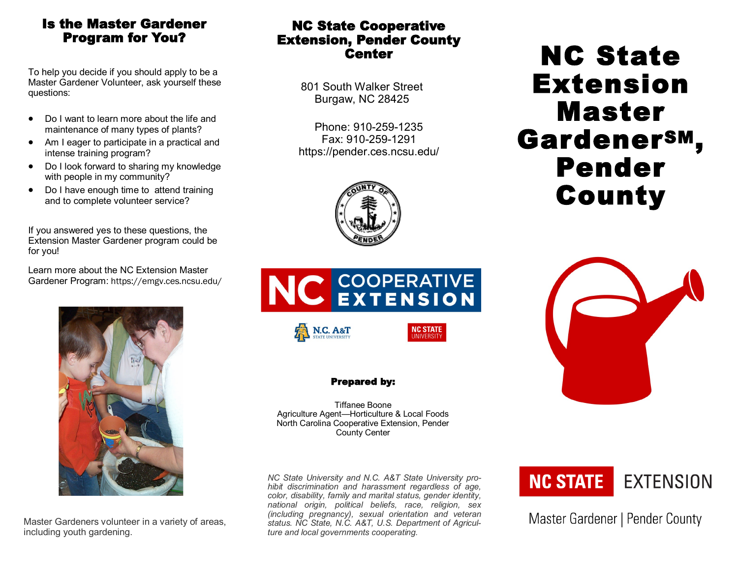## Is the Master Gardener Program for You?

To help you decide if you should apply to be a Master Gardener Volunteer, ask yourself these questions:

- Do I want to learn more about the life and maintenance of many types of plants?
- Am I eager to participate in a practical and intense training program?
- Do I look forward to sharing my knowledge with people in my community?
- Do I have enough time to attend training and to complete volunteer service?

If you answered yes to these questions, the Extension Master Gardener program could be for you!

Learn more about the NC Extension Master Gardener Program: https://emgv.ces.ncsu.edu/

Master Gardeners volunteer in a variety of areas, including youth gardening.

## NC State Cooperative Extension, Pender County Center

801 South Walker Street
Burgaw, NC 28425

Phone: 910-259-1235
Fax: 910-259-1291
https://pender.ces.ncsu.edu/

NC COOPERATIVE EXTENSION

N.C. A&T STATE UNIVERSITY

NC STATE UNIVERSITY

**Prepared by:**

Tiffanee Boone
Agriculture Agent—Horticulture & Local Foods
North Carolina Cooperative Extension, Pender County Center

*NC State University and N.C. A&T State University prohibit discrimination and harassment regardless of age, color, disability, family and marital status, gender identity, national origin, political beliefs, race, religion, sex (including pregnancy), sexual orientation and veteran status. NC State, N.C. A&T, U.S. Department of Agriculture and local governments cooperating.*

# NC State Extension Master Gardener℠, Pender County

NC STATE EXTENSION

Master Gardener | Pender County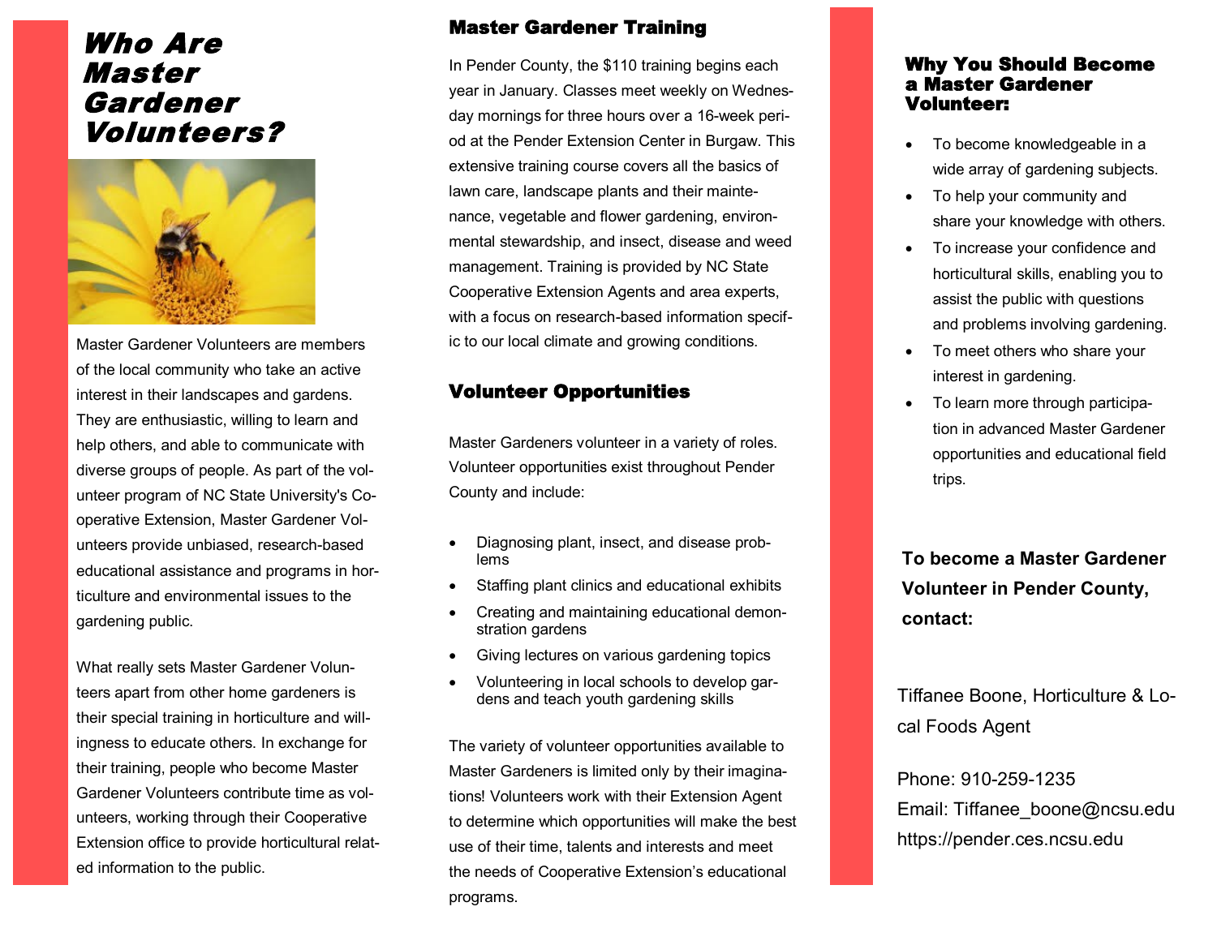# Who Are Master Gardener Volunteers?

Master Gardener Volunteers are members of the local community who take an active interest in their landscapes and gardens. They are enthusiastic, willing to learn and help others, and able to communicate with diverse groups of people. As part of the volunteer program of NC State University's Cooperative Extension, Master Gardener Volunteers provide unbiased, research-based educational assistance and programs in horticulture and environmental issues to the gardening public.

What really sets Master Gardener Volunteers apart from other home gardeners is their special training in horticulture and willingness to educate others. In exchange for their training, people who become Master Gardener Volunteers contribute time as volunteers, working through their Cooperative Extension office to provide horticultural related information to the public.

## Master Gardener Training

In Pender County, the $110 training begins each year in January. Classes meet weekly on Wednesday mornings for three hours over a 16-week period at the Pender Extension Center in Burgaw. This extensive training course covers all the basics of lawn care, landscape plants and their maintenance, vegetable and flower gardening, environmental stewardship, and insect, disease and weed management. Training is provided by NC State Cooperative Extension Agents and area experts, with a focus on research-based information specific to our local climate and growing conditions.

## Volunteer Opportunities

Master Gardeners volunteer in a variety of roles. Volunteer opportunities exist throughout Pender County and include:

- Diagnosing plant, insect, and disease problems
- Staffing plant clinics and educational exhibits
- Creating and maintaining educational demonstration gardens
- Giving lectures on various gardening topics
- Volunteering in local schools to develop gardens and teach youth gardening skills

The variety of volunteer opportunities available to Master Gardeners is limited only by their imaginations! Volunteers work with their Extension Agent to determine which opportunities will make the best use of their time, talents and interests and meet the needs of Cooperative Extension's educational programs.

## Why You Should Become a Master Gardener Volunteer:

- To become knowledgeable in a wide array of gardening subjects.
- To help your community and share your knowledge with others.
- To increase your confidence and horticultural skills, enabling you to assist the public with questions and problems involving gardening.
- To meet others who share your interest in gardening.
- To learn more through participation in advanced Master Gardener opportunities and educational field trips.

**To become a Master Gardener Volunteer in Pender County, contact:**

Tiffanee Boone, Horticulture & Local Foods Agent

Phone: 910-259-1235
Email: Tiffanee_boone@ncsu.edu
https://pender.ces.ncsu.edu